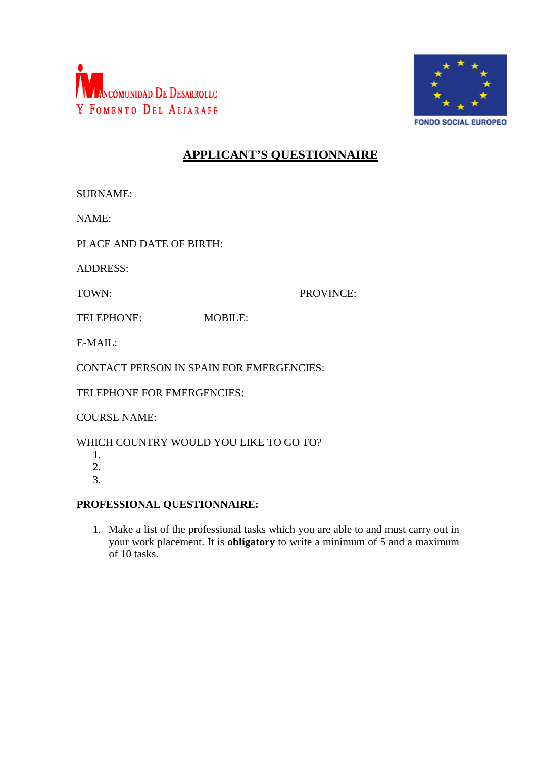MANCOMUNIDAD DE DESARROLLO Y FOMENTO DEL ALJARAFE

FONDO SOCIAL EUROPEO

# APPLICANT'S QUESTIONNAIRE

SURNAME:

NAME:

PLACE AND DATE OF BIRTH:

ADDRESS:

TOWN: PROVINCE:

TELEPHONE: MOBILE:

E-MAIL:

CONTACT PERSON IN SPAIN FOR EMERGENCIES:

TELEPHONE FOR EMERGENCIES:

COURSE NAME:

WHICH COUNTRY WOULD YOU LIKE TO GO TO?

1.
2.
3.

**PROFESSIONAL QUESTIONNAIRE:**

1. Make a list of the professional tasks which you are able to and must carry out in your work placement. It is **obligatory** to write a minimum of 5 and a maximum of 10 tasks.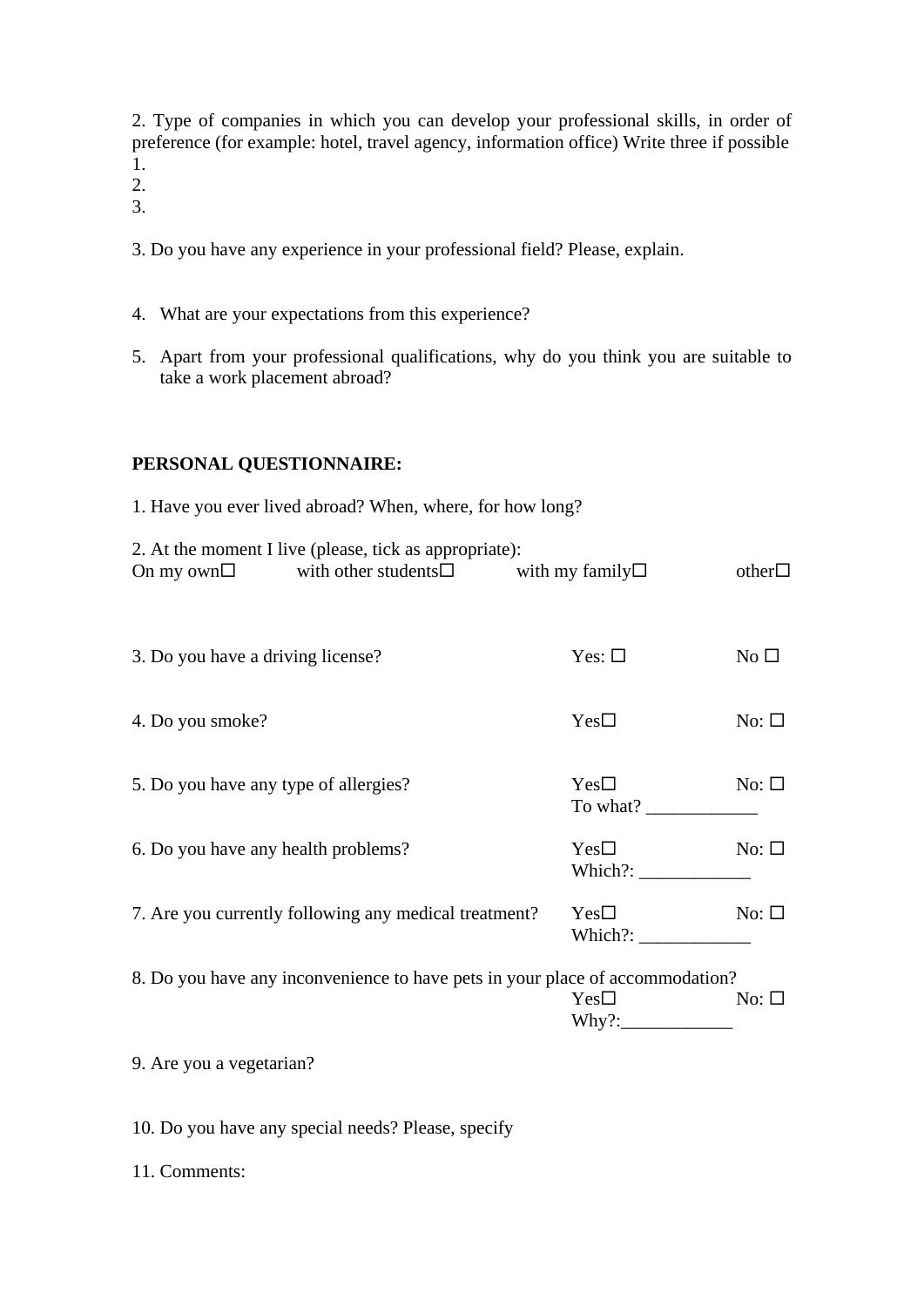2. Type of companies in which you can develop your professional skills, in order of preference (for example: hotel, travel agency, information office) Write three if possible

1.
2.
3.

3. Do you have any experience in your professional field? Please, explain.

4. What are your expectations from this experience?

5. Apart from your professional qualifications, why do you think you are suitable to take a work placement abroad?

**PERSONAL QUESTIONNAIRE:**

1. Have you ever lived abroad? When, where, for how long?

2. At the moment I live (please, tick as appropriate):

On my own☐ with other students☐ with my family☐ other☐

3. Do you have a driving license? Yes: ☐ No ☐

4. Do you smoke? Yes☐ No: ☐

5. Do you have any type of allergies? Yes☐ No: ☐
To what? ____________

6. Do you have any health problems? Yes☐ No: ☐
Which?: ____________

7. Are you currently following any medical treatment? Yes☐ No: ☐
Which?: ____________

8. Do you have any inconvenience to have pets in your place of accommodation?
Yes☐ No: ☐
Why?:____________

9. Are you a vegetarian?

10. Do you have any special needs? Please, specify

11. Comments: